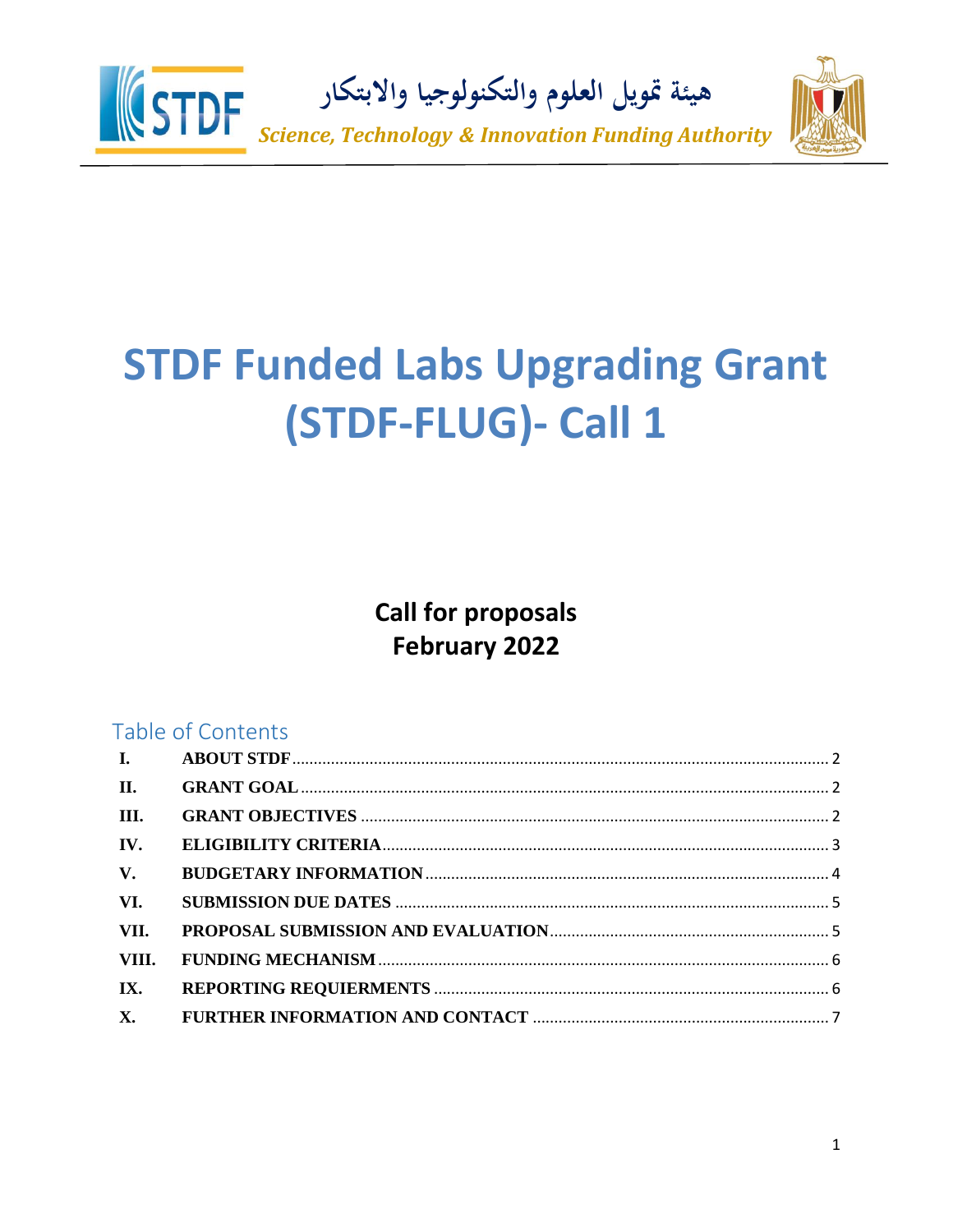هيئة تمويل العلوم والتكنولوجيا والابتكار

*Science, Technology & Innovation Funding Authority*

# STDF Funded Labs Upgrading Grant (STDF-FLUG)- Call 1

**Call for proposals**
**February 2022**

## Table of Contents

| | | |
|---|---|---|
| I. | ABOUT STDF | 2 |
| II. | GRANT GOAL | 2 |
| III. | GRANT OBJECTIVES | 2 |
| IV. | ELIGIBILITY CRITERIA | 3 |
| V. | BUDGETARY INFORMATION | 4 |
| VI. | SUBMISSION DUE DATES | 5 |
| VII. | PROPOSAL SUBMISSION AND EVALUATION | 5 |
| VIII. | FUNDING MECHANISM | 6 |
| IX. | REPORTING REQUIERMENTS | 6 |
| X. | FURTHER INFORMATION AND CONTACT | 7 |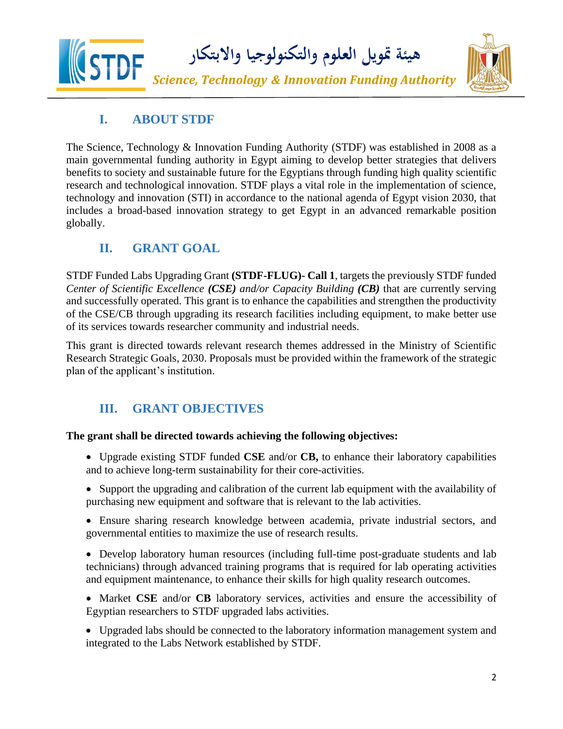## I. ABOUT STDF

The Science, Technology & Innovation Funding Authority (STDF) was established in 2008 as a main governmental funding authority in Egypt aiming to develop better strategies that delivers benefits to society and sustainable future for the Egyptians through funding high quality scientific research and technological innovation. STDF plays a vital role in the implementation of science, technology and innovation (STI) in accordance to the national agenda of Egypt vision 2030, that includes a broad-based innovation strategy to get Egypt in an advanced remarkable position globally.

## II. GRANT GOAL

STDF Funded Labs Upgrading Grant **(STDF-FLUG)- Call 1**, targets the previously STDF funded *Center of Scientific Excellence **(CSE)** and/or Capacity Building **(CB)*** that are currently serving and successfully operated. This grant is to enhance the capabilities and strengthen the productivity of the CSE/CB through upgrading its research facilities including equipment, to make better use of its services towards researcher community and industrial needs.

This grant is directed towards relevant research themes addressed in the Ministry of Scientific Research Strategic Goals, 2030. Proposals must be provided within the framework of the strategic plan of the applicant's institution.

## III. GRANT OBJECTIVES

**The grant shall be directed towards achieving the following objectives:**

- Upgrade existing STDF funded **CSE** and/or **CB,** to enhance their laboratory capabilities and to achieve long-term sustainability for their core-activities.
- Support the upgrading and calibration of the current lab equipment with the availability of purchasing new equipment and software that is relevant to the lab activities.
- Ensure sharing research knowledge between academia, private industrial sectors, and governmental entities to maximize the use of research results.
- Develop laboratory human resources (including full-time post-graduate students and lab technicians) through advanced training programs that is required for lab operating activities and equipment maintenance, to enhance their skills for high quality research outcomes.
- Market **CSE** and/or **CB** laboratory services, activities and ensure the accessibility of Egyptian researchers to STDF upgraded labs activities.
- Upgraded labs should be connected to the laboratory information management system and integrated to the Labs Network established by STDF.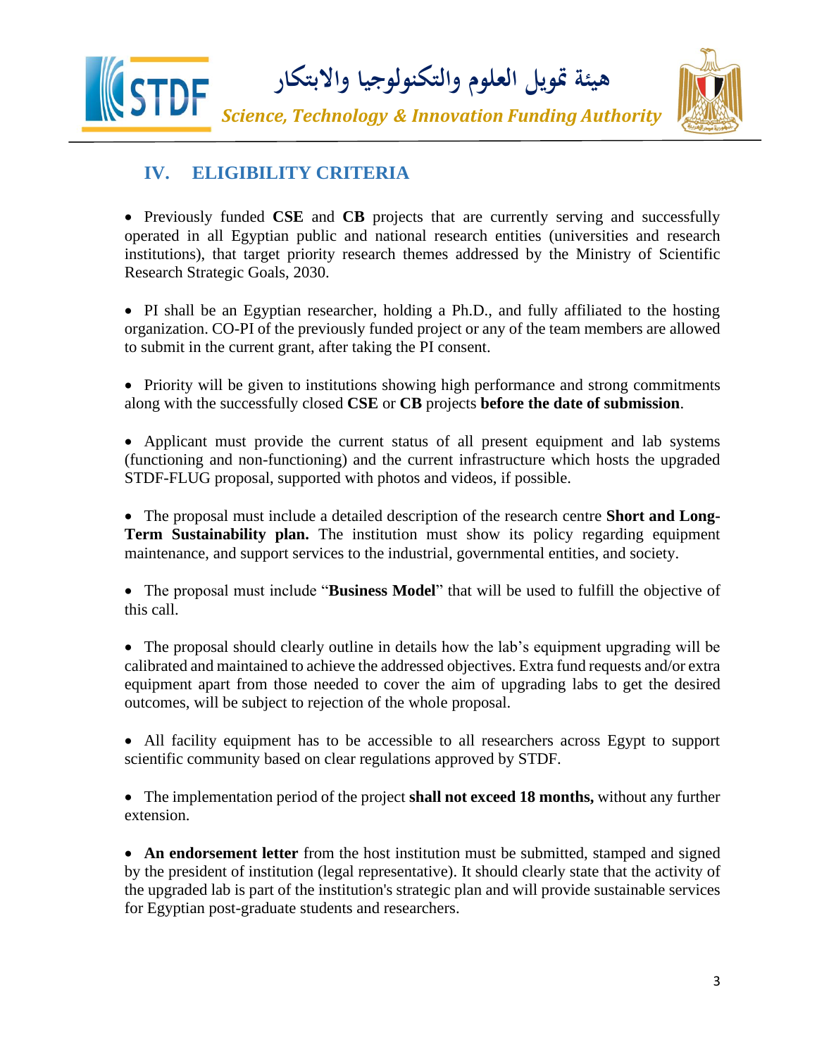## IV. ELIGIBILITY CRITERIA

- Previously funded **CSE** and **CB** projects that are currently serving and successfully operated in all Egyptian public and national research entities (universities and research institutions), that target priority research themes addressed by the Ministry of Scientific Research Strategic Goals, 2030.

- PI shall be an Egyptian researcher, holding a Ph.D., and fully affiliated to the hosting organization. CO-PI of the previously funded project or any of the team members are allowed to submit in the current grant, after taking the PI consent.

- Priority will be given to institutions showing high performance and strong commitments along with the successfully closed **CSE** or **CB** projects **before the date of submission**.

- Applicant must provide the current status of all present equipment and lab systems (functioning and non-functioning) and the current infrastructure which hosts the upgraded STDF-FLUG proposal, supported with photos and videos, if possible.

- The proposal must include a detailed description of the research centre **Short and Long-Term Sustainability plan.** The institution must show its policy regarding equipment maintenance, and support services to the industrial, governmental entities, and society.

- The proposal must include "**Business Model**" that will be used to fulfill the objective of this call.

- The proposal should clearly outline in details how the lab's equipment upgrading will be calibrated and maintained to achieve the addressed objectives. Extra fund requests and/or extra equipment apart from those needed to cover the aim of upgrading labs to get the desired outcomes, will be subject to rejection of the whole proposal.

- All facility equipment has to be accessible to all researchers across Egypt to support scientific community based on clear regulations approved by STDF.

- The implementation period of the project **shall not exceed 18 months,** without any further extension.

- **An endorsement letter** from the host institution must be submitted, stamped and signed by the president of institution (legal representative). It should clearly state that the activity of the upgraded lab is part of the institution's strategic plan and will provide sustainable services for Egyptian post-graduate students and researchers.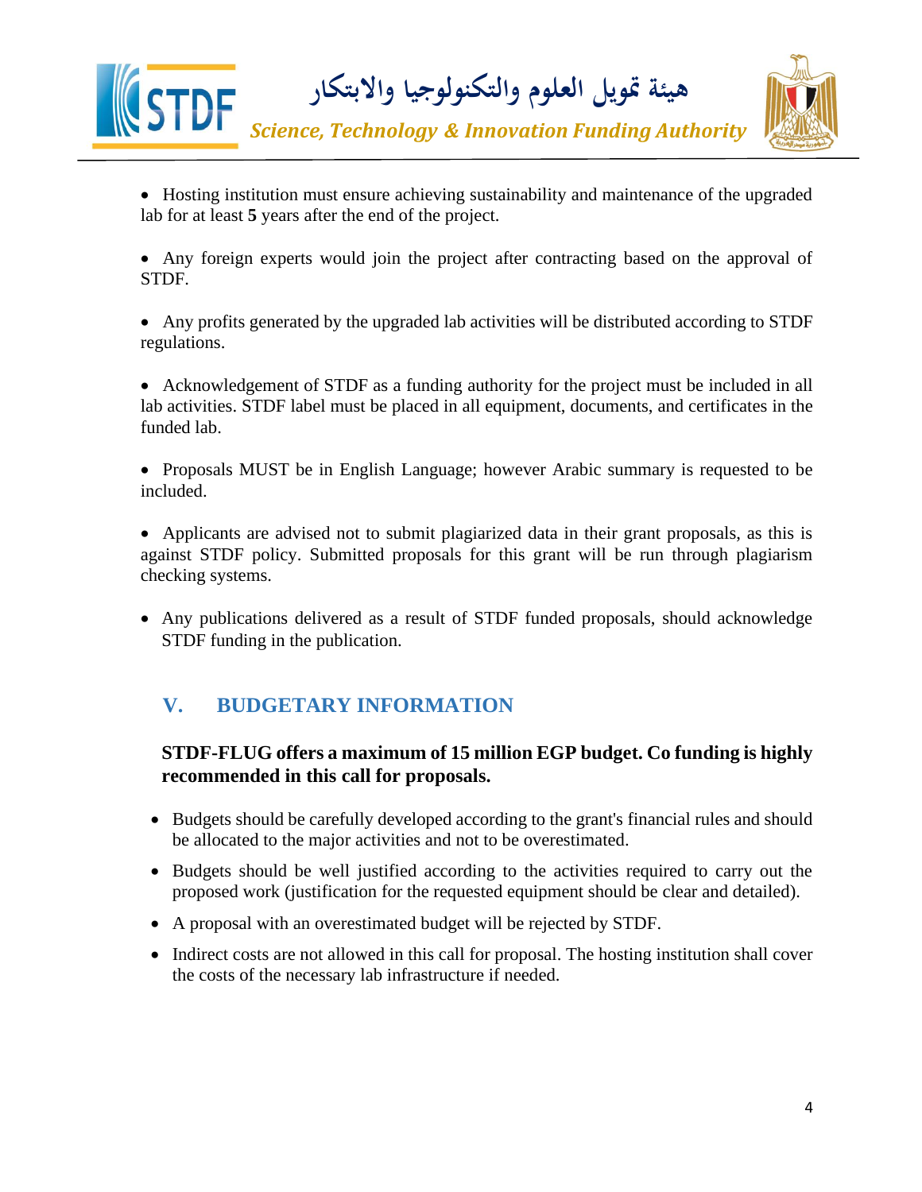- Hosting institution must ensure achieving sustainability and maintenance of the upgraded lab for at least **5** years after the end of the project.

- Any foreign experts would join the project after contracting based on the approval of STDF.

- Any profits generated by the upgraded lab activities will be distributed according to STDF regulations.

- Acknowledgement of STDF as a funding authority for the project must be included in all lab activities. STDF label must be placed in all equipment, documents, and certificates in the funded lab.

- Proposals MUST be in English Language; however Arabic summary is requested to be included.

- Applicants are advised not to submit plagiarized data in their grant proposals, as this is against STDF policy. Submitted proposals for this grant will be run through plagiarism checking systems.

- Any publications delivered as a result of STDF funded proposals, should acknowledge STDF funding in the publication.

## V. BUDGETARY INFORMATION

**STDF-FLUG offers a maximum of 15 million EGP budget. Co funding is highly recommended in this call for proposals.**

- Budgets should be carefully developed according to the grant's financial rules and should be allocated to the major activities and not to be overestimated.
- Budgets should be well justified according to the activities required to carry out the proposed work (justification for the requested equipment should be clear and detailed).
- A proposal with an overestimated budget will be rejected by STDF.
- Indirect costs are not allowed in this call for proposal. The hosting institution shall cover the costs of the necessary lab infrastructure if needed.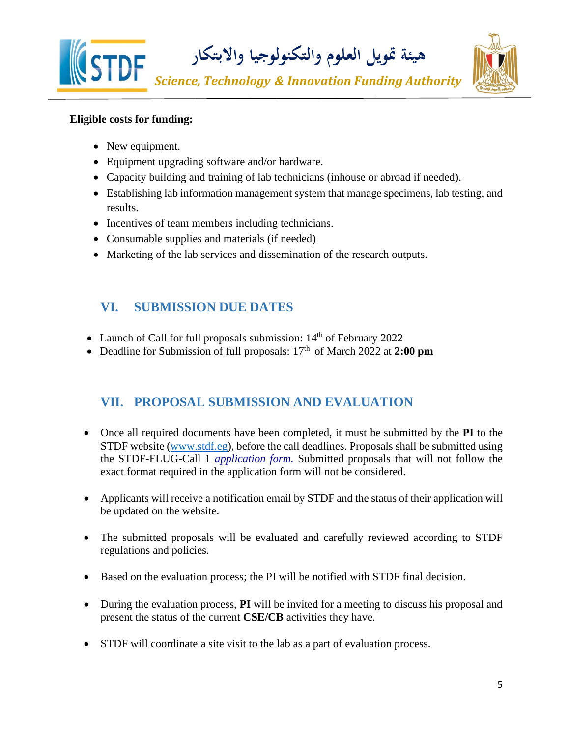**Eligible costs for funding:**

- New equipment.
- Equipment upgrading software and/or hardware.
- Capacity building and training of lab technicians (inhouse or abroad if needed).
- Establishing lab information management system that manage specimens, lab testing, and results.
- Incentives of team members including technicians.
- Consumable supplies and materials (if needed)
- Marketing of the lab services and dissemination of the research outputs.

## VI. SUBMISSION DUE DATES

- Launch of Call for full proposals submission: 14th of February 2022
- Deadline for Submission of full proposals: 17th of March 2022 at **2:00 pm**

## VII. PROPOSAL SUBMISSION AND EVALUATION

- Once all required documents have been completed, it must be submitted by the **PI** to the STDF website (www.stdf.eg), before the call deadlines. Proposals shall be submitted using the STDF-FLUG-Call 1 *application form.* Submitted proposals that will not follow the exact format required in the application form will not be considered.

- Applicants will receive a notification email by STDF and the status of their application will be updated on the website.

- The submitted proposals will be evaluated and carefully reviewed according to STDF regulations and policies.

- Based on the evaluation process; the PI will be notified with STDF final decision.

- During the evaluation process, **PI** will be invited for a meeting to discuss his proposal and present the status of the current **CSE/CB** activities they have.

- STDF will coordinate a site visit to the lab as a part of evaluation process.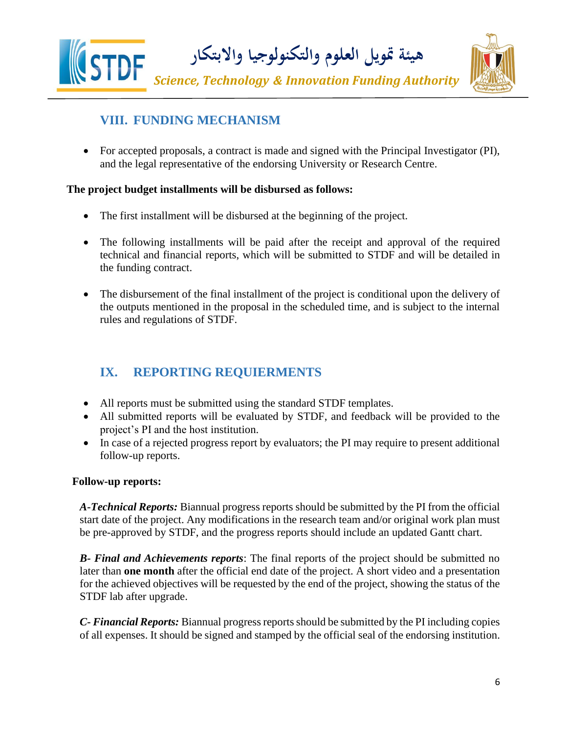## VIII. FUNDING MECHANISM

- For accepted proposals, a contract is made and signed with the Principal Investigator (PI), and the legal representative of the endorsing University or Research Centre.

**The project budget installments will be disbursed as follows:**

- The first installment will be disbursed at the beginning of the project.
- The following installments will be paid after the receipt and approval of the required technical and financial reports, which will be submitted to STDF and will be detailed in the funding contract.
- The disbursement of the final installment of the project is conditional upon the delivery of the outputs mentioned in the proposal in the scheduled time, and is subject to the internal rules and regulations of STDF.

## IX. REPORTING REQUIERMENTS

- All reports must be submitted using the standard STDF templates.
- All submitted reports will be evaluated by STDF, and feedback will be provided to the project's PI and the host institution.
- In case of a rejected progress report by evaluators; the PI may require to present additional follow-up reports.

**Follow-up reports:**

***A-Technical Reports:*** Biannual progress reports should be submitted by the PI from the official start date of the project. Any modifications in the research team and/or original work plan must be pre-approved by STDF, and the progress reports should include an updated Gantt chart.

***B- Final and Achievements reports***: The final reports of the project should be submitted no later than **one month** after the official end date of the project. A short video and a presentation for the achieved objectives will be requested by the end of the project, showing the status of the STDF lab after upgrade.

***C- Financial Reports:*** Biannual progress reports should be submitted by the PI including copies of all expenses. It should be signed and stamped by the official seal of the endorsing institution.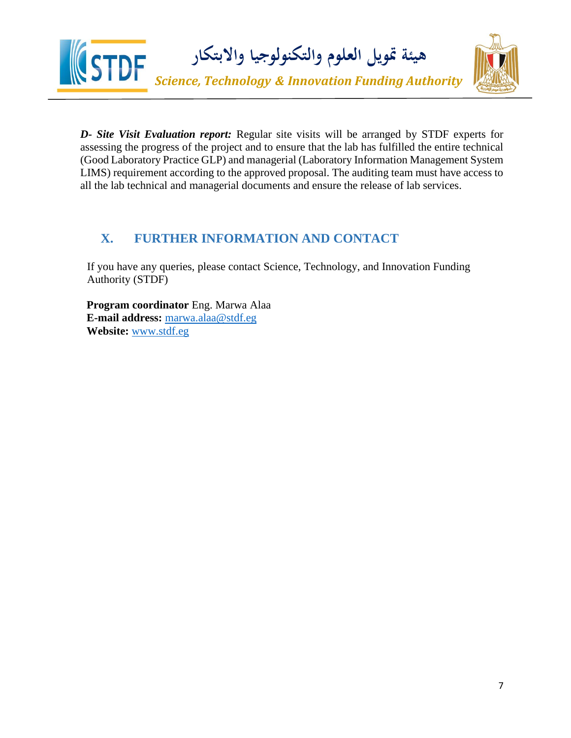***D- Site Visit Evaluation report:*** Regular site visits will be arranged by STDF experts for assessing the progress of the project and to ensure that the lab has fulfilled the entire technical (Good Laboratory Practice GLP) and managerial (Laboratory Information Management System LIMS) requirement according to the approved proposal. The auditing team must have access to all the lab technical and managerial documents and ensure the release of lab services.

## X. FURTHER INFORMATION AND CONTACT

If you have any queries, please contact Science, Technology, and Innovation Funding Authority (STDF)

**Program coordinator** Eng. Marwa Alaa
**E-mail address:** marwa.alaa@stdf.eg
**Website:** www.stdf.eg